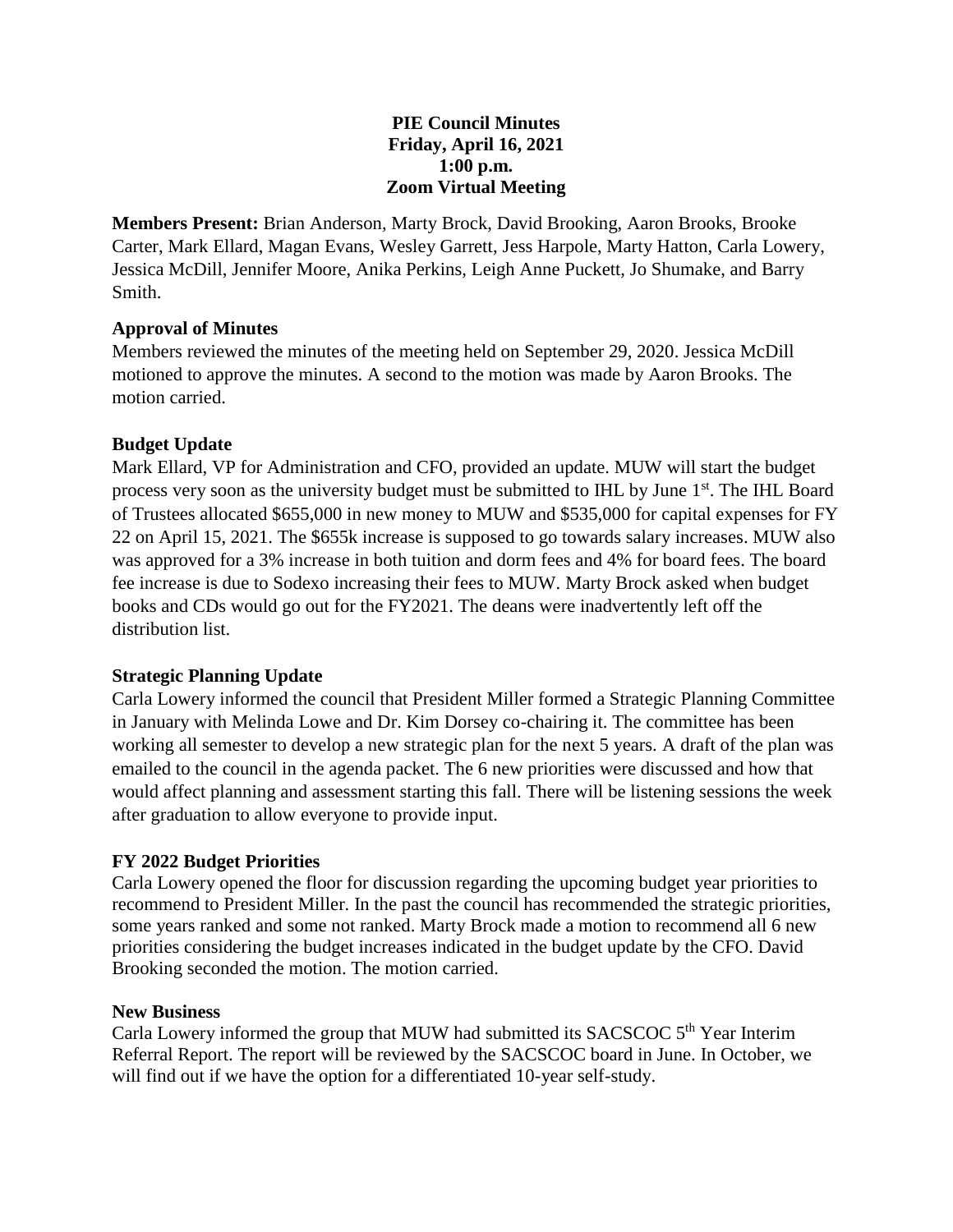**PIE Council Minutes**
**Friday, April 16, 2021**
**1:00 p.m.**
**Zoom Virtual Meeting**

**Members Present:** Brian Anderson, Marty Brock, David Brooking, Aaron Brooks, Brooke Carter, Mark Ellard, Magan Evans, Wesley Garrett, Jess Harpole, Marty Hatton, Carla Lowery, Jessica McDill, Jennifer Moore, Anika Perkins, Leigh Anne Puckett, Jo Shumake, and Barry Smith.

**Approval of Minutes**

Members reviewed the minutes of the meeting held on September 29, 2020. Jessica McDill motioned to approve the minutes. A second to the motion was made by Aaron Brooks. The motion carried.

**Budget Update**

Mark Ellard, VP for Administration and CFO, provided an update. MUW will start the budget process very soon as the university budget must be submitted to IHL by June 1st. The IHL Board of Trustees allocated $655,000 in new money to MUW and $535,000 for capital expenses for FY 22 on April 15, 2021. The $655k increase is supposed to go towards salary increases. MUW also was approved for a 3% increase in both tuition and dorm fees and 4% for board fees. The board fee increase is due to Sodexo increasing their fees to MUW. Marty Brock asked when budget books and CDs would go out for the FY2021. The deans were inadvertently left off the distribution list.

**Strategic Planning Update**

Carla Lowery informed the council that President Miller formed a Strategic Planning Committee in January with Melinda Lowe and Dr. Kim Dorsey co-chairing it. The committee has been working all semester to develop a new strategic plan for the next 5 years. A draft of the plan was emailed to the council in the agenda packet. The 6 new priorities were discussed and how that would affect planning and assessment starting this fall. There will be listening sessions the week after graduation to allow everyone to provide input.

**FY 2022 Budget Priorities**

Carla Lowery opened the floor for discussion regarding the upcoming budget year priorities to recommend to President Miller. In the past the council has recommended the strategic priorities, some years ranked and some not ranked. Marty Brock made a motion to recommend all 6 new priorities considering the budget increases indicated in the budget update by the CFO. David Brooking seconded the motion. The motion carried.

**New Business**

Carla Lowery informed the group that MUW had submitted its SACSCOC 5th Year Interim Referral Report. The report will be reviewed by the SACSCOC board in June. In October, we will find out if we have the option for a differentiated 10-year self-study.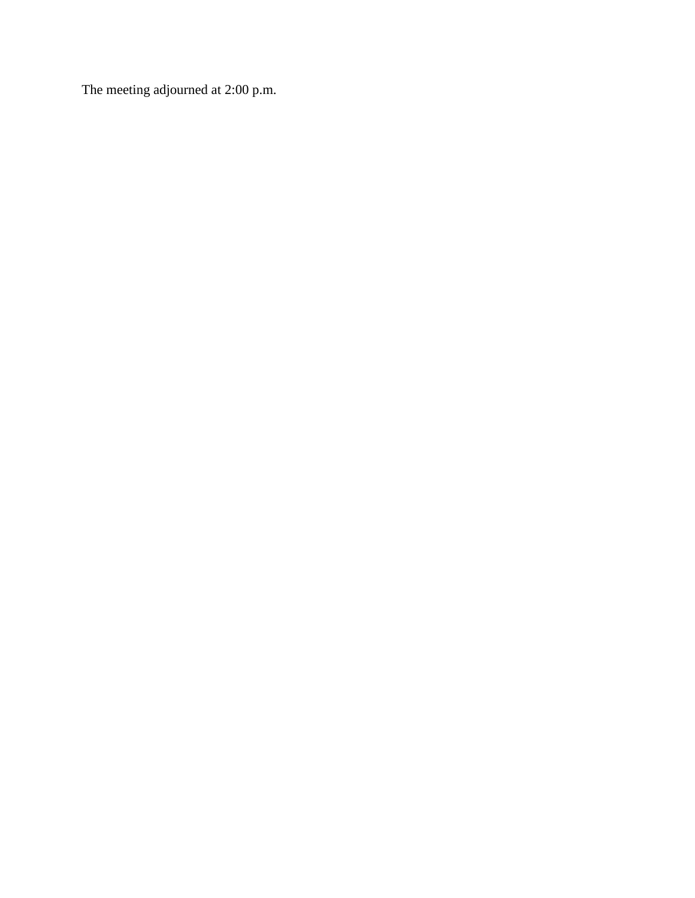The meeting adjourned at 2:00 p.m.